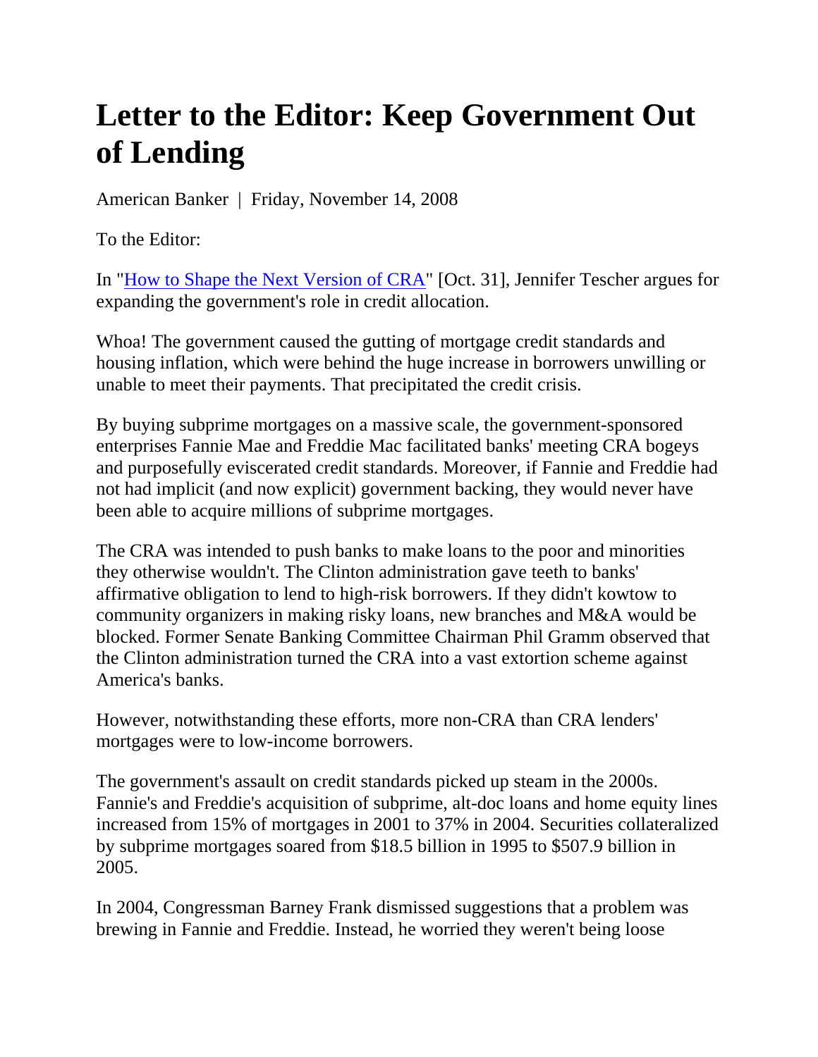# Letter to the Editor: Keep Government Out of Lending

American Banker | Friday, November 14, 2008

To the Editor:

In "[How to Shape the Next Version of CRA]" [Oct. 31], Jennifer Tescher argues for expanding the government's role in credit allocation.

Whoa! The government caused the gutting of mortgage credit standards and housing inflation, which were behind the huge increase in borrowers unwilling or unable to meet their payments. That precipitated the credit crisis.

By buying subprime mortgages on a massive scale, the government-sponsored enterprises Fannie Mae and Freddie Mac facilitated banks' meeting CRA bogeys and purposefully eviscerated credit standards. Moreover, if Fannie and Freddie had not had implicit (and now explicit) government backing, they would never have been able to acquire millions of subprime mortgages.

The CRA was intended to push banks to make loans to the poor and minorities they otherwise wouldn't. The Clinton administration gave teeth to banks' affirmative obligation to lend to high-risk borrowers. If they didn't kowtow to community organizers in making risky loans, new branches and M&A would be blocked. Former Senate Banking Committee Chairman Phil Gramm observed that the Clinton administration turned the CRA into a vast extortion scheme against America's banks.

However, notwithstanding these efforts, more non-CRA than CRA lenders' mortgages were to low-income borrowers.

The government's assault on credit standards picked up steam in the 2000s. Fannie's and Freddie's acquisition of subprime, alt-doc loans and home equity lines increased from 15% of mortgages in 2001 to 37% in 2004. Securities collateralized by subprime mortgages soared from $18.5 billion in 1995 to $507.9 billion in 2005.

In 2004, Congressman Barney Frank dismissed suggestions that a problem was brewing in Fannie and Freddie. Instead, he worried they weren't being loose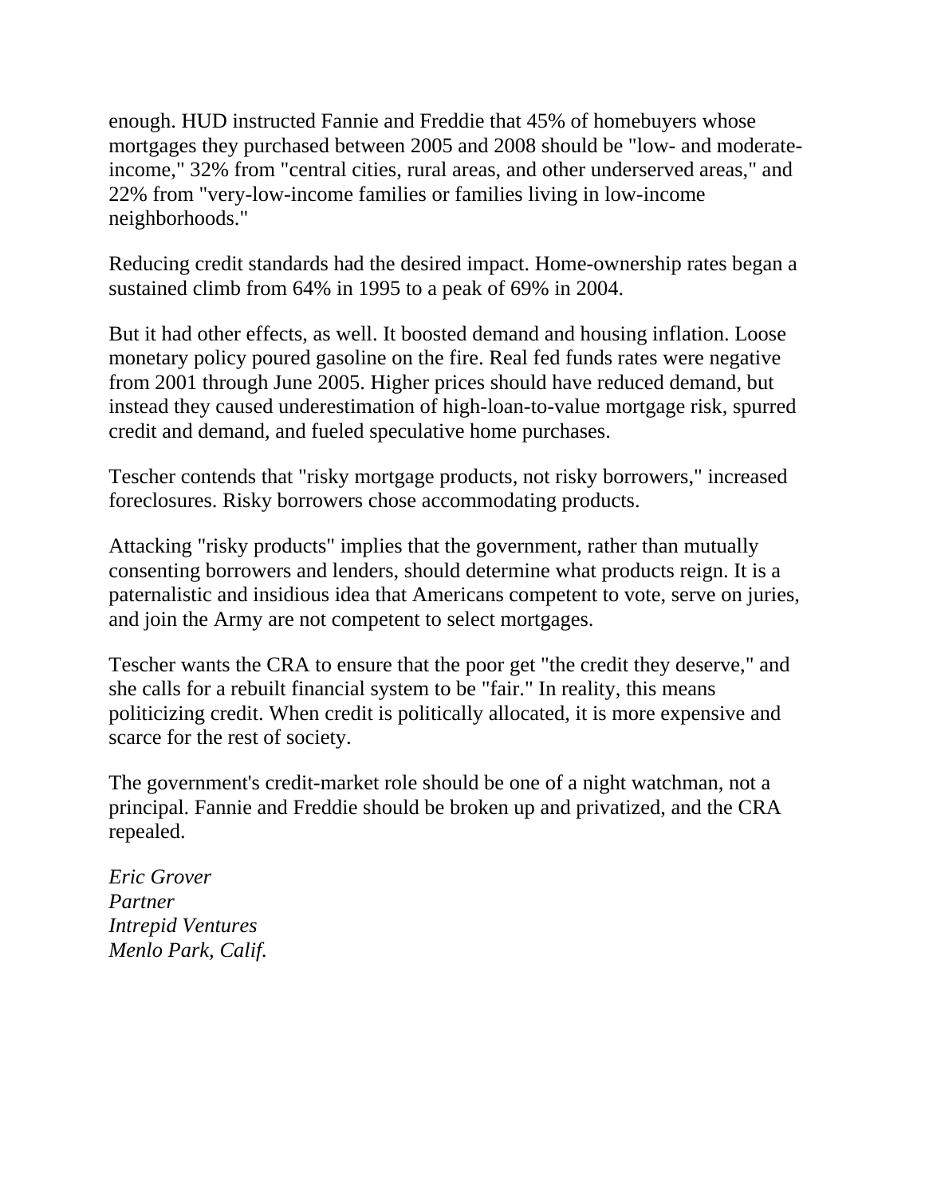enough. HUD instructed Fannie and Freddie that 45% of homebuyers whose mortgages they purchased between 2005 and 2008 should be "low- and moderate-income," 32% from "central cities, rural areas, and other underserved areas," and 22% from "very-low-income families or families living in low-income neighborhoods."

Reducing credit standards had the desired impact. Home-ownership rates began a sustained climb from 64% in 1995 to a peak of 69% in 2004.

But it had other effects, as well. It boosted demand and housing inflation. Loose monetary policy poured gasoline on the fire. Real fed funds rates were negative from 2001 through June 2005. Higher prices should have reduced demand, but instead they caused underestimation of high-loan-to-value mortgage risk, spurred credit and demand, and fueled speculative home purchases.

Tescher contends that "risky mortgage products, not risky borrowers," increased foreclosures. Risky borrowers chose accommodating products.

Attacking "risky products" implies that the government, rather than mutually consenting borrowers and lenders, should determine what products reign. It is a paternalistic and insidious idea that Americans competent to vote, serve on juries, and join the Army are not competent to select mortgages.

Tescher wants the CRA to ensure that the poor get "the credit they deserve," and she calls for a rebuilt financial system to be "fair." In reality, this means politicizing credit. When credit is politically allocated, it is more expensive and scarce for the rest of society.

The government's credit-market role should be one of a night watchman, not a principal. Fannie and Freddie should be broken up and privatized, and the CRA repealed.

*Eric Grover*
*Partner*
*Intrepid Ventures*
*Menlo Park, Calif.*